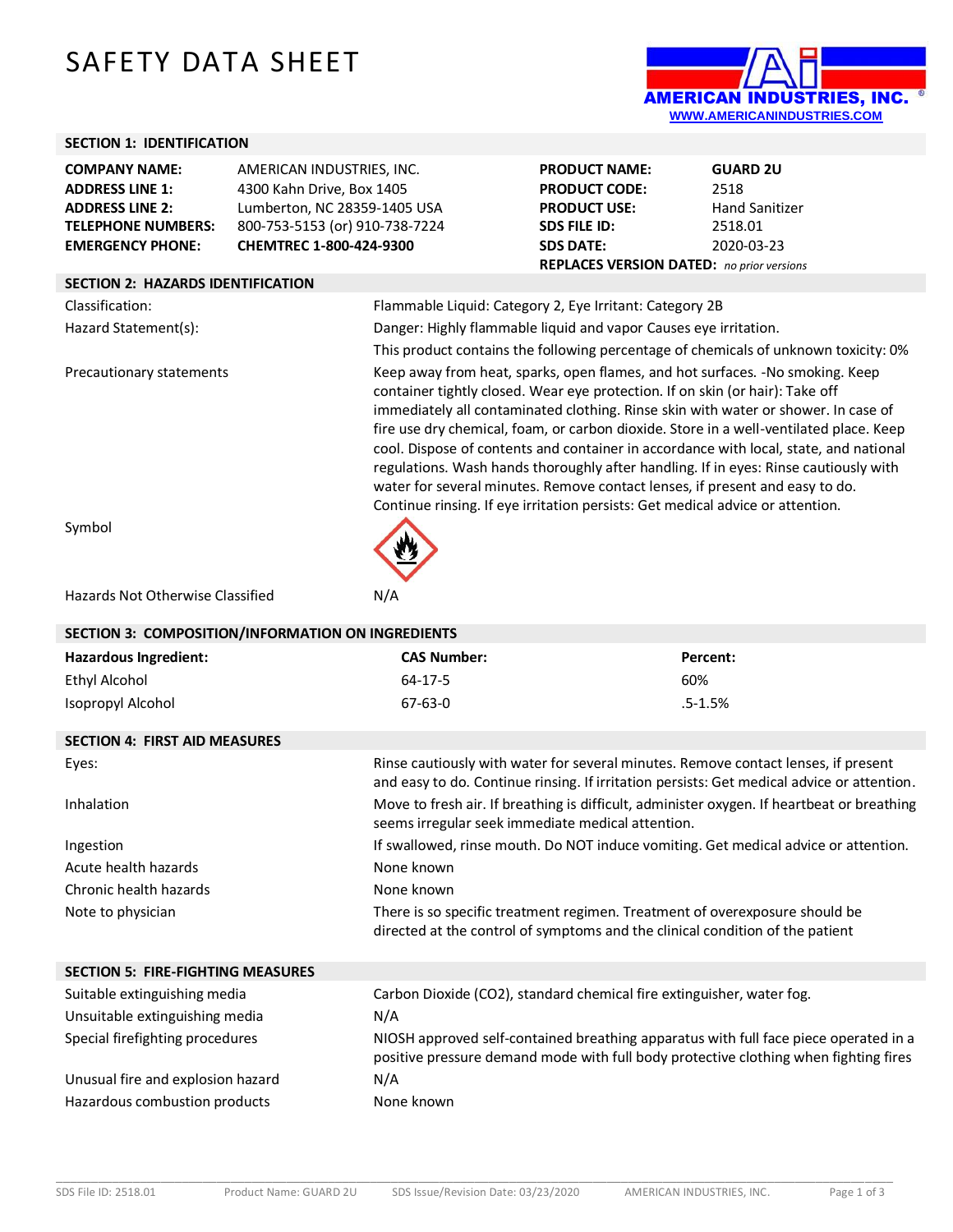# SAFETY DATA SHEET

AMERICAN INDUSTRIES, INC.
WWW.AMERICANINDUSTRIES.COM

## SECTION 1: IDENTIFICATION

| | | | |
|---|---|---|---|
| **COMPANY NAME:** | AMERICAN INDUSTRIES, INC. | **PRODUCT NAME:** | **GUARD 2U** |
| **ADDRESS LINE 1:** | 4300 Kahn Drive, Box 1405 | **PRODUCT CODE:** | 2518 |
| **ADDRESS LINE 2:** | Lumberton, NC 28359-1405 USA | **PRODUCT USE:** | Hand Sanitizer |
| **TELEPHONE NUMBERS:** | 800-753-5153 (or) 910-738-7224 | **SDS FILE ID:** | 2518.01 |
| **EMERGENCY PHONE:** | **CHEMTREC 1-800-424-9300** | **SDS DATE:** | 2020-03-23 |
| | | **REPLACES VERSION DATED:** | *no prior versions* |

## SECTION 2: HAZARDS IDENTIFICATION

| | |
|---|---|
| Classification: | Flammable Liquid: Category 2, Eye Irritant: Category 2B |
| Hazard Statement(s): | Danger: Highly flammable liquid and vapor Causes eye irritation. |
| | This product contains the following percentage of chemicals of unknown toxicity: 0% |
| Precautionary statements | Keep away from heat, sparks, open flames, and hot surfaces. -No smoking. Keep container tightly closed. Wear eye protection. If on skin (or hair): Take off immediately all contaminated clothing. Rinse skin with water or shower. In case of fire use dry chemical, foam, or carbon dioxide. Store in a well-ventilated place. Keep cool. Dispose of contents and container in accordance with local, state, and national regulations. Wash hands thoroughly after handling. If in eyes: Rinse cautiously with water for several minutes. Remove contact lenses, if present and easy to do. Continue rinsing. If eye irritation persists: Get medical advice or attention. |
| Symbol | |
| Hazards Not Otherwise Classified | N/A |

## SECTION 3: COMPOSITION/INFORMATION ON INGREDIENTS

| Hazardous Ingredient: | CAS Number: | Percent: |
|---|---|---|
| Ethyl Alcohol | 64-17-5 | 60% |
| Isopropyl Alcohol | 67-63-0 | .5-1.5% |

## SECTION 4: FIRST AID MEASURES

| | |
|---|---|
| Eyes: | Rinse cautiously with water for several minutes. Remove contact lenses, if present and easy to do. Continue rinsing. If irritation persists: Get medical advice or attention. |
| Inhalation | Move to fresh air. If breathing is difficult, administer oxygen. If heartbeat or breathing seems irregular seek immediate medical attention. |
| Ingestion | If swallowed, rinse mouth. Do NOT induce vomiting. Get medical advice or attention. |
| Acute health hazards | None known |
| Chronic health hazards | None known |
| Note to physician | There is so specific treatment regimen. Treatment of overexposure should be directed at the control of symptoms and the clinical condition of the patient |

## SECTION 5: FIRE-FIGHTING MEASURES

| | |
|---|---|
| Suitable extinguishing media | Carbon Dioxide ($CO_2$), standard chemical fire extinguisher, water fog. |
| Unsuitable extinguishing media | N/A |
| Special firefighting procedures | NIOSH approved self-contained breathing apparatus with full face piece operated in a positive pressure demand mode with full body protective clothing when fighting fires |
| Unusual fire and explosion hazard | N/A |
| Hazardous combustion products | None known |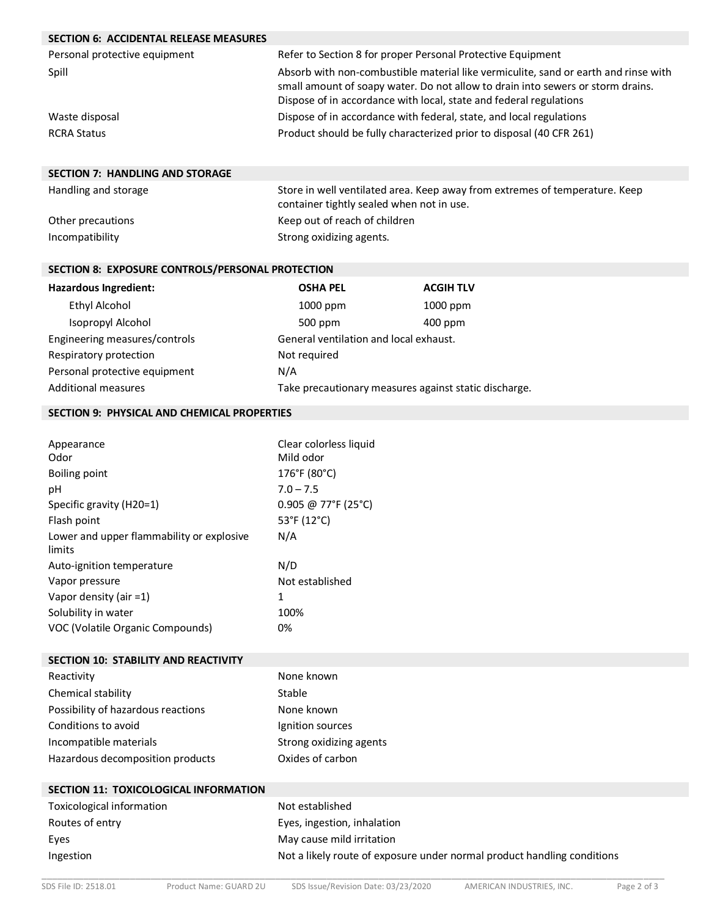## SECTION 6: ACCIDENTAL RELEASE MEASURES

| | |
|---|---|
| Personal protective equipment | Refer to Section 8 for proper Personal Protective Equipment |
| Spill | Absorb with non-combustible material like vermiculite, sand or earth and rinse with small amount of soapy water. Do not allow to drain into sewers or storm drains. Dispose of in accordance with local, state and federal regulations |
| Waste disposal | Dispose of in accordance with federal, state, and local regulations |
| RCRA Status | Product should be fully characterized prior to disposal (40 CFR 261) |

## SECTION 7: HANDLING AND STORAGE

| | |
|---|---|
| Handling and storage | Store in well ventilated area. Keep away from extremes of temperature. Keep container tightly sealed when not in use. |
| Other precautions | Keep out of reach of children |
| Incompatibility | Strong oxidizing agents. |

## SECTION 8: EXPOSURE CONTROLS/PERSONAL PROTECTION

| Hazardous Ingredient: | OSHA PEL | ACGIH TLV |
|---|---|---|
| Ethyl Alcohol | 1000 ppm | 1000 ppm |
| Isopropyl Alcohol | 500 ppm | 400 ppm |

| | |
|---|---|
| Engineering measures/controls | General ventilation and local exhaust. |
| Respiratory protection | Not required |
| Personal protective equipment | N/A |
| Additional measures | Take precautionary measures against static discharge. |

## SECTION 9: PHYSICAL AND CHEMICAL PROPERTIES

| | |
|---|---|
| Appearance | Clear colorless liquid |
| Odor | Mild odor |
| Boiling point | 176°F (80°C) |
| pH | 7.0 – 7.5 |
| Specific gravity (H20=1) | 0.905 @ 77°F (25°C) |
| Flash point | 53°F (12°C) |
| Lower and upper flammability or explosive limits | N/A |
| Auto-ignition temperature | N/D |
| Vapor pressure | Not established |
| Vapor density (air =1) | 1 |
| Solubility in water | 100% |
| VOC (Volatile Organic Compounds) | 0% |

## SECTION 10: STABILITY AND REACTIVITY

| | |
|---|---|
| Reactivity | None known |
| Chemical stability | Stable |
| Possibility of hazardous reactions | None known |
| Conditions to avoid | Ignition sources |
| Incompatible materials | Strong oxidizing agents |
| Hazardous decomposition products | Oxides of carbon |

## SECTION 11: TOXICOLOGICAL INFORMATION

| | |
|---|---|
| Toxicological information | Not established |
| Routes of entry | Eyes, ingestion, inhalation |
| Eyes | May cause mild irritation |
| Ingestion | Not a likely route of exposure under normal product handling conditions |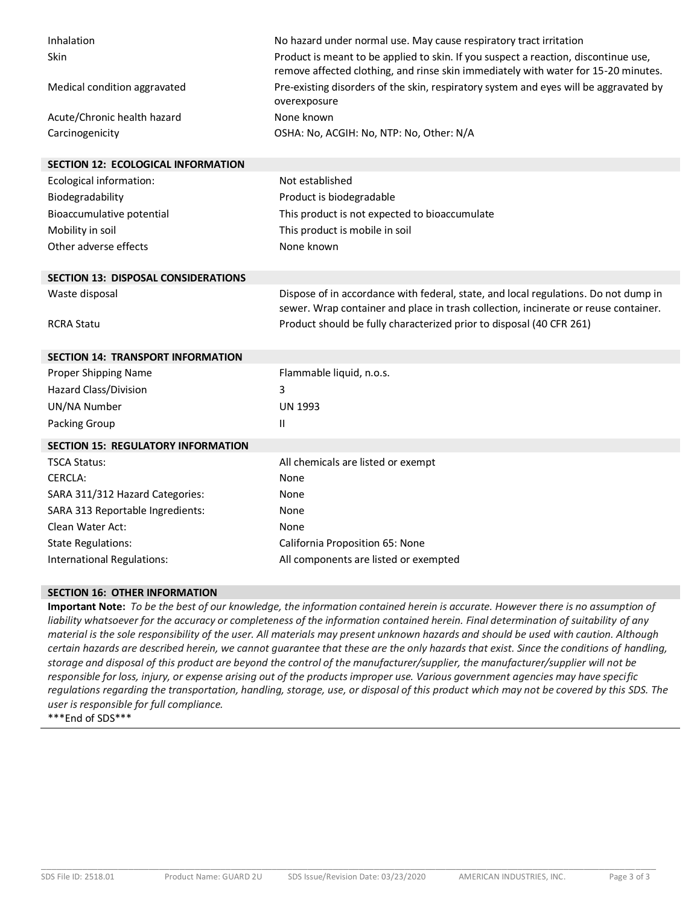| | |
|---|---|
| Inhalation | No hazard under normal use. May cause respiratory tract irritation |
| Skin | Product is meant to be applied to skin. If you suspect a reaction, discontinue use, remove affected clothing, and rinse skin immediately with water for 15-20 minutes. |
| Medical condition aggravated | Pre-existing disorders of the skin, respiratory system and eyes will be aggravated by overexposure |
| Acute/Chronic health hazard | None known |
| Carcinogenicity | OSHA: No, ACGIH: No, NTP: No, Other: N/A |

## SECTION 12: ECOLOGICAL INFORMATION

| | |
|---|---|
| Ecological information: | Not established |
| Biodegradability | Product is biodegradable |
| Bioaccumulative potential | This product is not expected to bioaccumulate |
| Mobility in soil | This product is mobile in soil |
| Other adverse effects | None known |

## SECTION 13: DISPOSAL CONSIDERATIONS

| | |
|---|---|
| Waste disposal | Dispose of in accordance with federal, state, and local regulations. Do not dump in sewer. Wrap container and place in trash collection, incinerate or reuse container. |
| RCRA Statu | Product should be fully characterized prior to disposal (40 CFR 261) |

## SECTION 14: TRANSPORT INFORMATION

| | |
|---|---|
| Proper Shipping Name | Flammable liquid, n.o.s. |
| Hazard Class/Division | 3 |
| UN/NA Number | UN 1993 |
| Packing Group | II |

## SECTION 15: REGULATORY INFORMATION

| | |
|---|---|
| TSCA Status: | All chemicals are listed or exempt |
| CERCLA: | None |
| SARA 311/312 Hazard Categories: | None |
| SARA 313 Reportable Ingredients: | None |
| Clean Water Act: | None |
| State Regulations: | California Proposition 65: None |
| International Regulations: | All components are listed or exempted |

## SECTION 16: OTHER INFORMATION

**Important Note:** *To be the best of our knowledge, the information contained herein is accurate. However there is no assumption of liability whatsoever for the accuracy or completeness of the information contained herein. Final determination of suitability of any material is the sole responsibility of the user. All materials may present unknown hazards and should be used with caution. Although certain hazards are described herein, we cannot guarantee that these are the only hazards that exist. Since the conditions of handling, storage and disposal of this product are beyond the control of the manufacturer/supplier, the manufacturer/supplier will not be responsible for loss, injury, or expense arising out of the products improper use. Various government agencies may have specific regulations regarding the transportation, handling, storage, use, or disposal of this product which may not be covered by this SDS. The user is responsible for full compliance.*

***End of SDS***